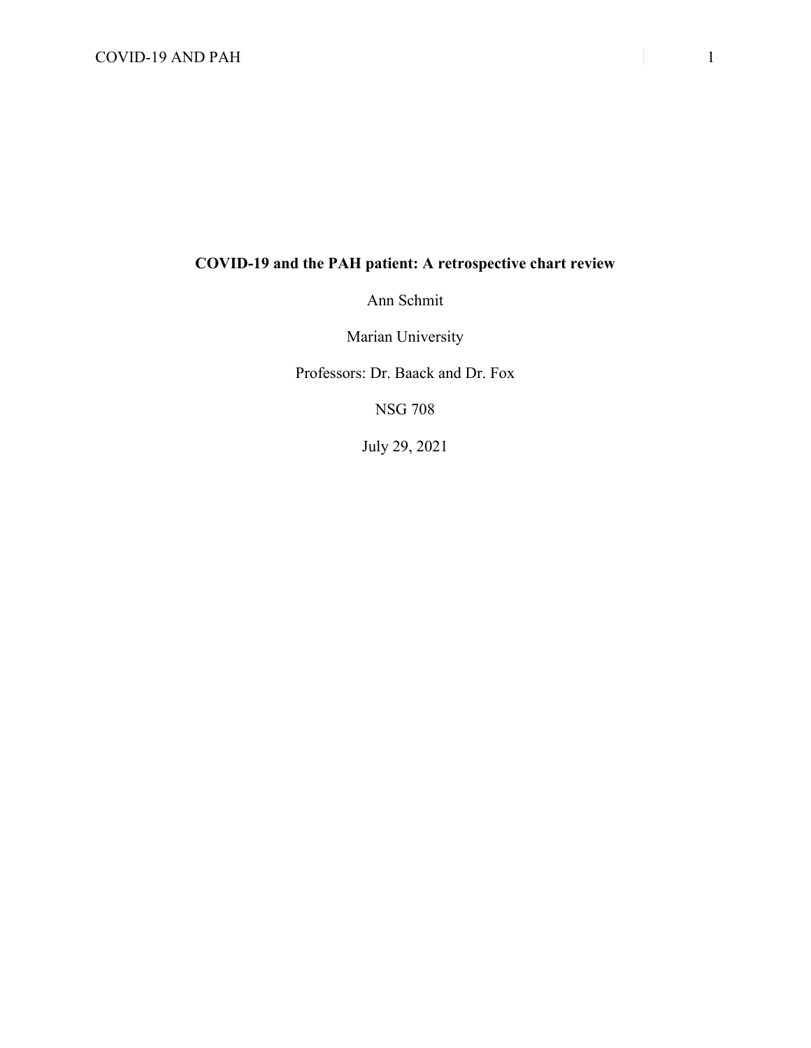**COVID-19 and the PAH patient: A retrospective chart review**

Ann Schmit

Marian University

Professors: Dr. Baack and Dr. Fox

NSG 708

July 29, 2021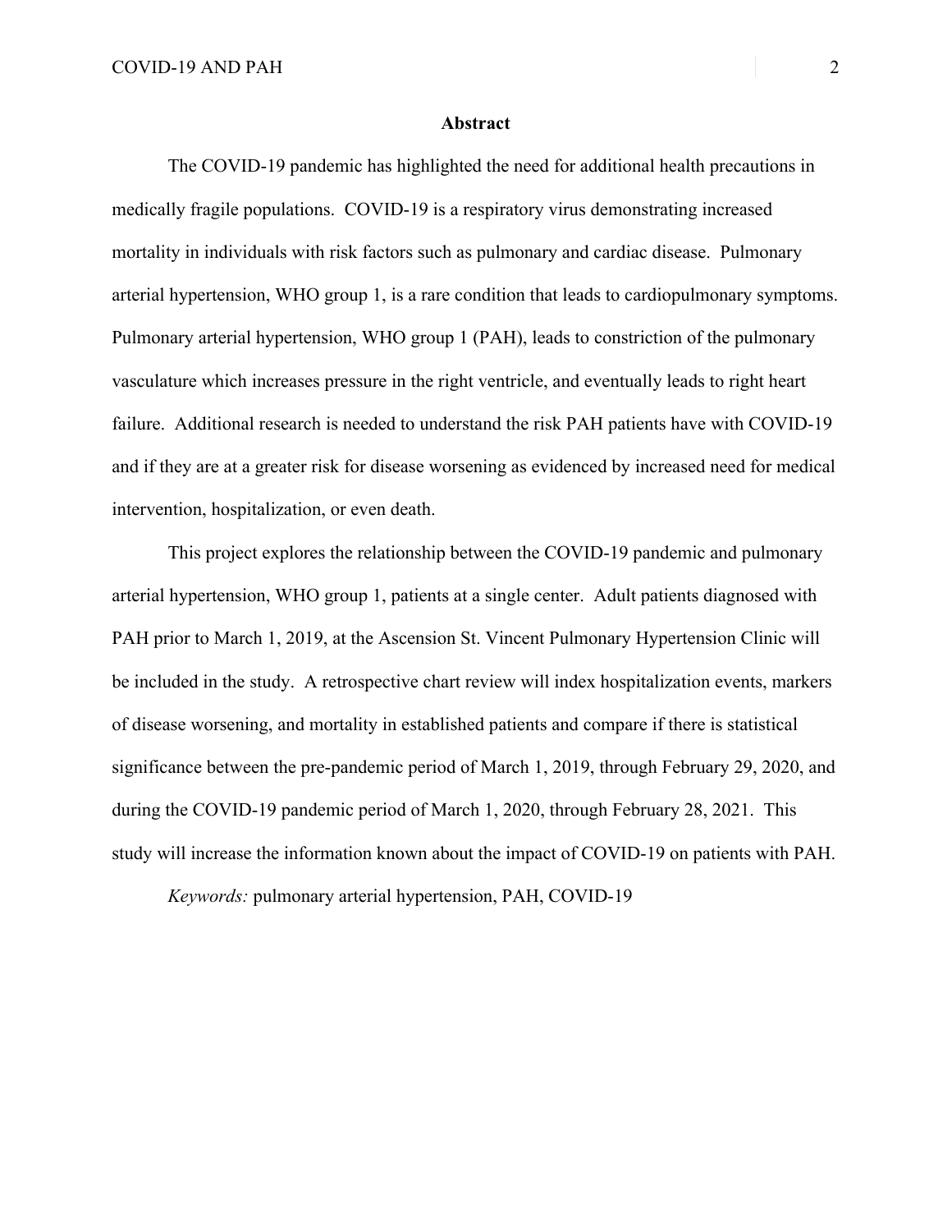## Abstract

The COVID-19 pandemic has highlighted the need for additional health precautions in medically fragile populations. COVID-19 is a respiratory virus demonstrating increased mortality in individuals with risk factors such as pulmonary and cardiac disease. Pulmonary arterial hypertension, WHO group 1, is a rare condition that leads to cardiopulmonary symptoms. Pulmonary arterial hypertension, WHO group 1 (PAH), leads to constriction of the pulmonary vasculature which increases pressure in the right ventricle, and eventually leads to right heart failure. Additional research is needed to understand the risk PAH patients have with COVID-19 and if they are at a greater risk for disease worsening as evidenced by increased need for medical intervention, hospitalization, or even death.

This project explores the relationship between the COVID-19 pandemic and pulmonary arterial hypertension, WHO group 1, patients at a single center. Adult patients diagnosed with PAH prior to March 1, 2019, at the Ascension St. Vincent Pulmonary Hypertension Clinic will be included in the study. A retrospective chart review will index hospitalization events, markers of disease worsening, and mortality in established patients and compare if there is statistical significance between the pre-pandemic period of March 1, 2019, through February 29, 2020, and during the COVID-19 pandemic period of March 1, 2020, through February 28, 2021. This study will increase the information known about the impact of COVID-19 on patients with PAH.

*Keywords:* pulmonary arterial hypertension, PAH, COVID-19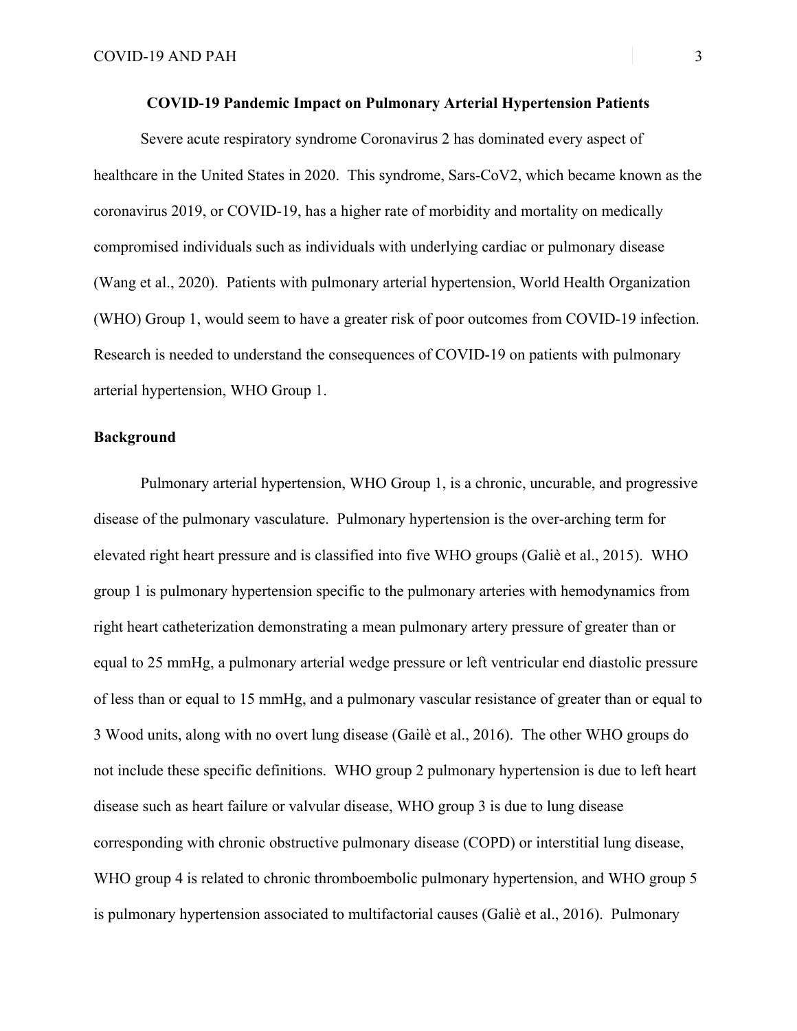## COVID-19 Pandemic Impact on Pulmonary Arterial Hypertension Patients

Severe acute respiratory syndrome Coronavirus 2 has dominated every aspect of healthcare in the United States in 2020. This syndrome, Sars-CoV2, which became known as the coronavirus 2019, or COVID-19, has a higher rate of morbidity and mortality on medically compromised individuals such as individuals with underlying cardiac or pulmonary disease (Wang et al., 2020). Patients with pulmonary arterial hypertension, World Health Organization (WHO) Group 1, would seem to have a greater risk of poor outcomes from COVID-19 infection. Research is needed to understand the consequences of COVID-19 on patients with pulmonary arterial hypertension, WHO Group 1.

### Background

Pulmonary arterial hypertension, WHO Group 1, is a chronic, uncurable, and progressive disease of the pulmonary vasculature. Pulmonary hypertension is the over-arching term for elevated right heart pressure and is classified into five WHO groups (Galiè et al., 2015). WHO group 1 is pulmonary hypertension specific to the pulmonary arteries with hemodynamics from right heart catheterization demonstrating a mean pulmonary artery pressure of greater than or equal to 25 mmHg, a pulmonary arterial wedge pressure or left ventricular end diastolic pressure of less than or equal to 15 mmHg, and a pulmonary vascular resistance of greater than or equal to 3 Wood units, along with no overt lung disease (Gailè et al., 2016). The other WHO groups do not include these specific definitions. WHO group 2 pulmonary hypertension is due to left heart disease such as heart failure or valvular disease, WHO group 3 is due to lung disease corresponding with chronic obstructive pulmonary disease (COPD) or interstitial lung disease, WHO group 4 is related to chronic thromboembolic pulmonary hypertension, and WHO group 5 is pulmonary hypertension associated to multifactorial causes (Galiè et al., 2016). Pulmonary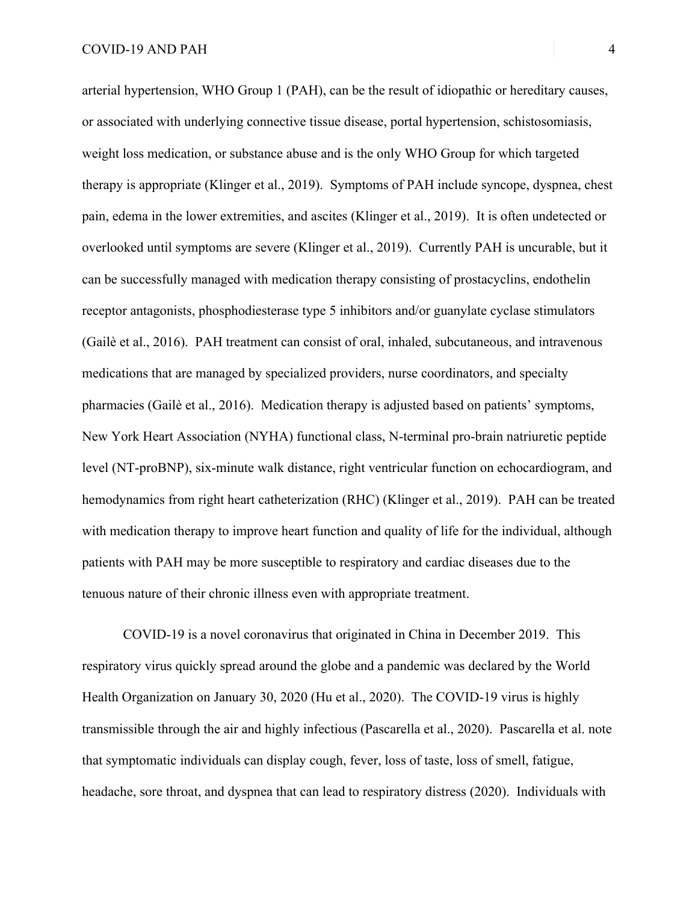arterial hypertension, WHO Group 1 (PAH), can be the result of idiopathic or hereditary causes, or associated with underlying connective tissue disease, portal hypertension, schistosomiasis, weight loss medication, or substance abuse and is the only WHO Group for which targeted therapy is appropriate (Klinger et al., 2019). Symptoms of PAH include syncope, dyspnea, chest pain, edema in the lower extremities, and ascites (Klinger et al., 2019). It is often undetected or overlooked until symptoms are severe (Klinger et al., 2019). Currently PAH is uncurable, but it can be successfully managed with medication therapy consisting of prostacyclins, endothelin receptor antagonists, phosphodiesterase type 5 inhibitors and/or guanylate cyclase stimulators (Gailė et al., 2016). PAH treatment can consist of oral, inhaled, subcutaneous, and intravenous medications that are managed by specialized providers, nurse coordinators, and specialty pharmacies (Gailė et al., 2016). Medication therapy is adjusted based on patients' symptoms, New York Heart Association (NYHA) functional class, N-terminal pro-brain natriuretic peptide level (NT-proBNP), six-minute walk distance, right ventricular function on echocardiogram, and hemodynamics from right heart catheterization (RHC) (Klinger et al., 2019). PAH can be treated with medication therapy to improve heart function and quality of life for the individual, although patients with PAH may be more susceptible to respiratory and cardiac diseases due to the tenuous nature of their chronic illness even with appropriate treatment.

COVID-19 is a novel coronavirus that originated in China in December 2019. This respiratory virus quickly spread around the globe and a pandemic was declared by the World Health Organization on January 30, 2020 (Hu et al., 2020). The COVID-19 virus is highly transmissible through the air and highly infectious (Pascarella et al., 2020). Pascarella et al. note that symptomatic individuals can display cough, fever, loss of taste, loss of smell, fatigue, headache, sore throat, and dyspnea that can lead to respiratory distress (2020). Individuals with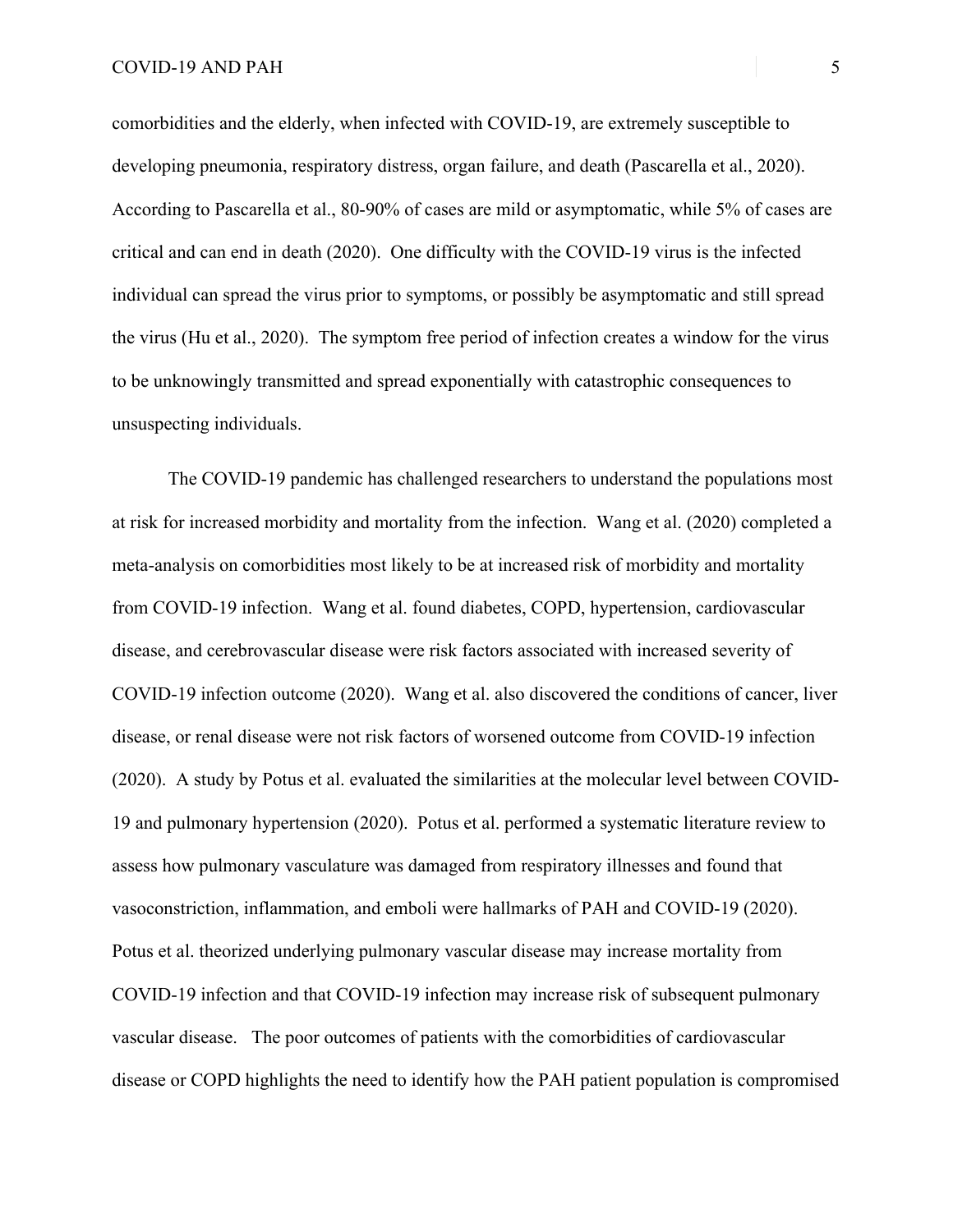comorbidities and the elderly, when infected with COVID-19, are extremely susceptible to developing pneumonia, respiratory distress, organ failure, and death (Pascarella et al., 2020). According to Pascarella et al., 80-90% of cases are mild or asymptomatic, while 5% of cases are critical and can end in death (2020). One difficulty with the COVID-19 virus is the infected individual can spread the virus prior to symptoms, or possibly be asymptomatic and still spread the virus (Hu et al., 2020). The symptom free period of infection creates a window for the virus to be unknowingly transmitted and spread exponentially with catastrophic consequences to unsuspecting individuals.

The COVID-19 pandemic has challenged researchers to understand the populations most at risk for increased morbidity and mortality from the infection. Wang et al. (2020) completed a meta-analysis on comorbidities most likely to be at increased risk of morbidity and mortality from COVID-19 infection. Wang et al. found diabetes, COPD, hypertension, cardiovascular disease, and cerebrovascular disease were risk factors associated with increased severity of COVID-19 infection outcome (2020). Wang et al. also discovered the conditions of cancer, liver disease, or renal disease were not risk factors of worsened outcome from COVID-19 infection (2020). A study by Potus et al. evaluated the similarities at the molecular level between COVID-19 and pulmonary hypertension (2020). Potus et al. performed a systematic literature review to assess how pulmonary vasculature was damaged from respiratory illnesses and found that vasoconstriction, inflammation, and emboli were hallmarks of PAH and COVID-19 (2020). Potus et al. theorized underlying pulmonary vascular disease may increase mortality from COVID-19 infection and that COVID-19 infection may increase risk of subsequent pulmonary vascular disease. The poor outcomes of patients with the comorbidities of cardiovascular disease or COPD highlights the need to identify how the PAH patient population is compromised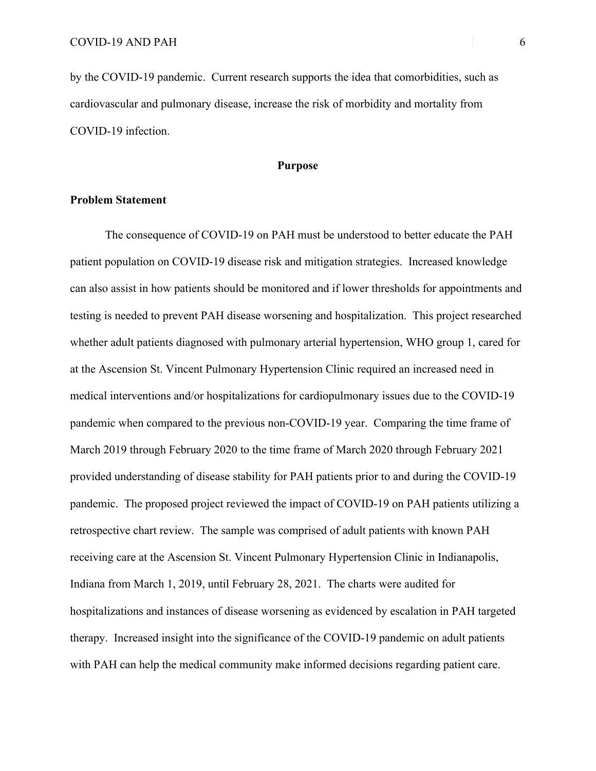by the COVID-19 pandemic. Current research supports the idea that comorbidities, such as cardiovascular and pulmonary disease, increase the risk of morbidity and mortality from COVID-19 infection.

## Purpose

### Problem Statement

The consequence of COVID-19 on PAH must be understood to better educate the PAH patient population on COVID-19 disease risk and mitigation strategies. Increased knowledge can also assist in how patients should be monitored and if lower thresholds for appointments and testing is needed to prevent PAH disease worsening and hospitalization. This project researched whether adult patients diagnosed with pulmonary arterial hypertension, WHO group 1, cared for at the Ascension St. Vincent Pulmonary Hypertension Clinic required an increased need in medical interventions and/or hospitalizations for cardiopulmonary issues due to the COVID-19 pandemic when compared to the previous non-COVID-19 year. Comparing the time frame of March 2019 through February 2020 to the time frame of March 2020 through February 2021 provided understanding of disease stability for PAH patients prior to and during the COVID-19 pandemic. The proposed project reviewed the impact of COVID-19 on PAH patients utilizing a retrospective chart review. The sample was comprised of adult patients with known PAH receiving care at the Ascension St. Vincent Pulmonary Hypertension Clinic in Indianapolis, Indiana from March 1, 2019, until February 28, 2021. The charts were audited for hospitalizations and instances of disease worsening as evidenced by escalation in PAH targeted therapy. Increased insight into the significance of the COVID-19 pandemic on adult patients with PAH can help the medical community make informed decisions regarding patient care.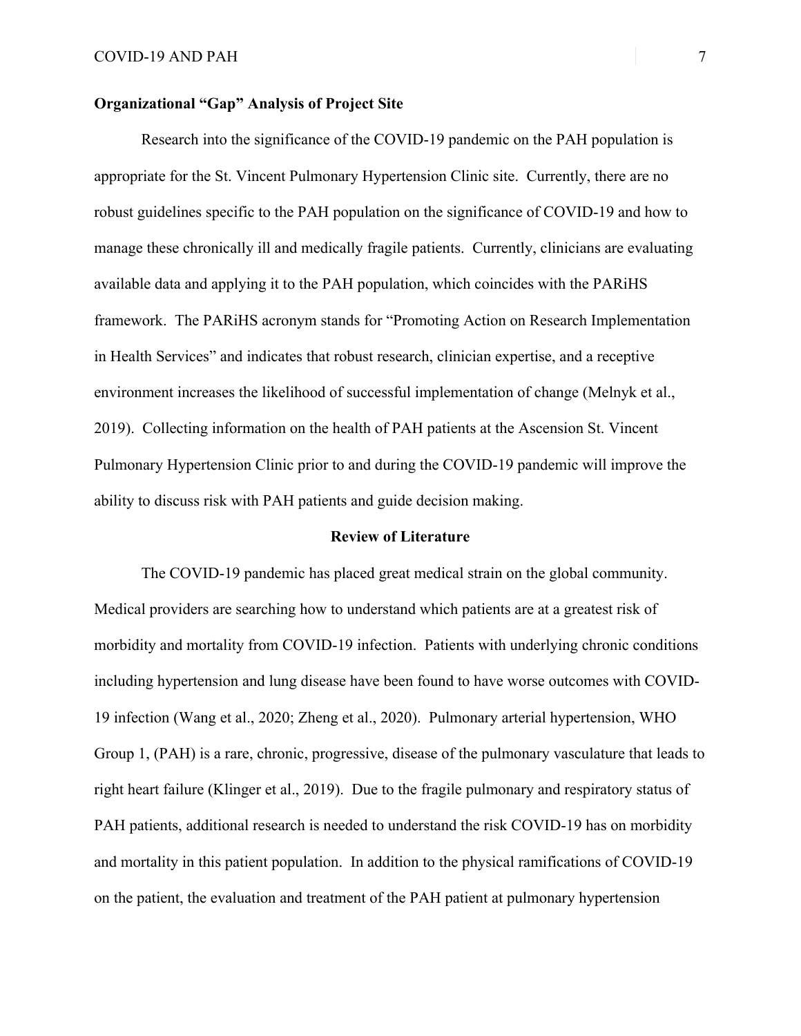**Organizational "Gap" Analysis of Project Site**

Research into the significance of the COVID-19 pandemic on the PAH population is appropriate for the St. Vincent Pulmonary Hypertension Clinic site. Currently, there are no robust guidelines specific to the PAH population on the significance of COVID-19 and how to manage these chronically ill and medically fragile patients. Currently, clinicians are evaluating available data and applying it to the PAH population, which coincides with the PARiHS framework. The PARiHS acronym stands for "Promoting Action on Research Implementation in Health Services" and indicates that robust research, clinician expertise, and a receptive environment increases the likelihood of successful implementation of change (Melnyk et al., 2019). Collecting information on the health of PAH patients at the Ascension St. Vincent Pulmonary Hypertension Clinic prior to and during the COVID-19 pandemic will improve the ability to discuss risk with PAH patients and guide decision making.

## Review of Literature

The COVID-19 pandemic has placed great medical strain on the global community. Medical providers are searching how to understand which patients are at a greatest risk of morbidity and mortality from COVID-19 infection. Patients with underlying chronic conditions including hypertension and lung disease have been found to have worse outcomes with COVID-19 infection (Wang et al., 2020; Zheng et al., 2020). Pulmonary arterial hypertension, WHO Group 1, (PAH) is a rare, chronic, progressive, disease of the pulmonary vasculature that leads to right heart failure (Klinger et al., 2019). Due to the fragile pulmonary and respiratory status of PAH patients, additional research is needed to understand the risk COVID-19 has on morbidity and mortality in this patient population. In addition to the physical ramifications of COVID-19 on the patient, the evaluation and treatment of the PAH patient at pulmonary hypertension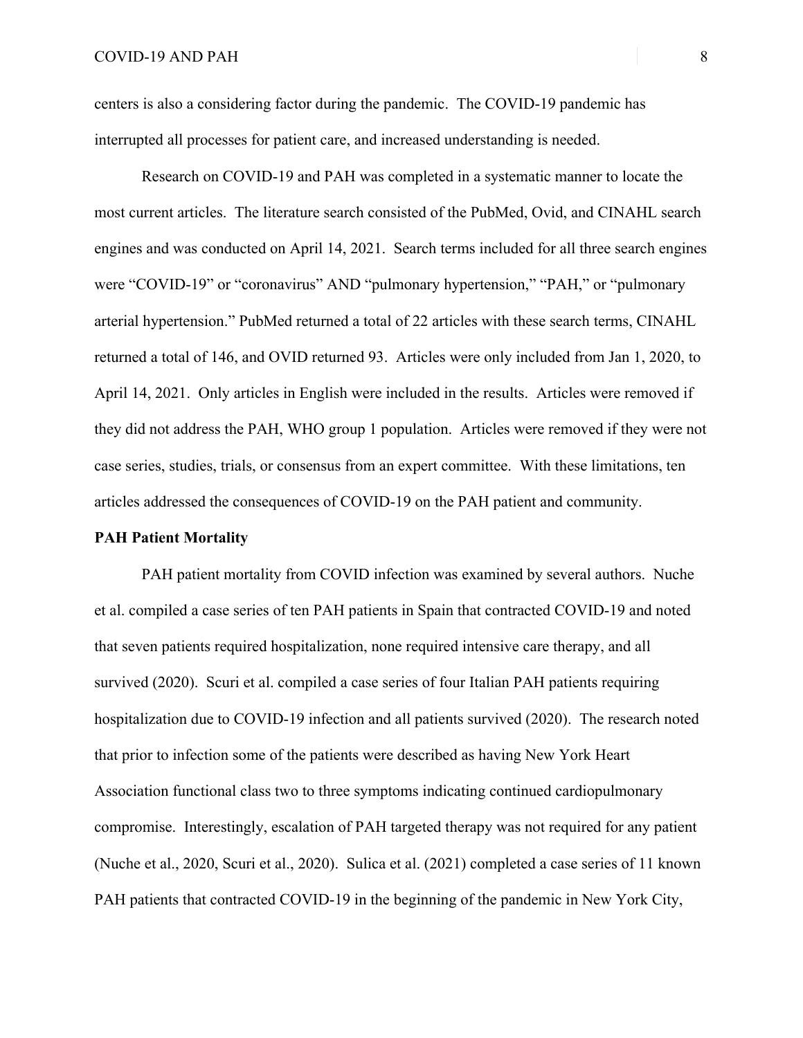centers is also a considering factor during the pandemic. The COVID-19 pandemic has interrupted all processes for patient care, and increased understanding is needed.

Research on COVID-19 and PAH was completed in a systematic manner to locate the most current articles. The literature search consisted of the PubMed, Ovid, and CINAHL search engines and was conducted on April 14, 2021. Search terms included for all three search engines were "COVID-19" or "coronavirus" AND "pulmonary hypertension," "PAH," or "pulmonary arterial hypertension." PubMed returned a total of 22 articles with these search terms, CINAHL returned a total of 146, and OVID returned 93. Articles were only included from Jan 1, 2020, to April 14, 2021. Only articles in English were included in the results. Articles were removed if they did not address the PAH, WHO group 1 population. Articles were removed if they were not case series, studies, trials, or consensus from an expert committee. With these limitations, ten articles addressed the consequences of COVID-19 on the PAH patient and community.

**PAH Patient Mortality**

PAH patient mortality from COVID infection was examined by several authors. Nuche et al. compiled a case series of ten PAH patients in Spain that contracted COVID-19 and noted that seven patients required hospitalization, none required intensive care therapy, and all survived (2020). Scuri et al. compiled a case series of four Italian PAH patients requiring hospitalization due to COVID-19 infection and all patients survived (2020). The research noted that prior to infection some of the patients were described as having New York Heart Association functional class two to three symptoms indicating continued cardiopulmonary compromise. Interestingly, escalation of PAH targeted therapy was not required for any patient (Nuche et al., 2020, Scuri et al., 2020). Sulica et al. (2021) completed a case series of 11 known PAH patients that contracted COVID-19 in the beginning of the pandemic in New York City,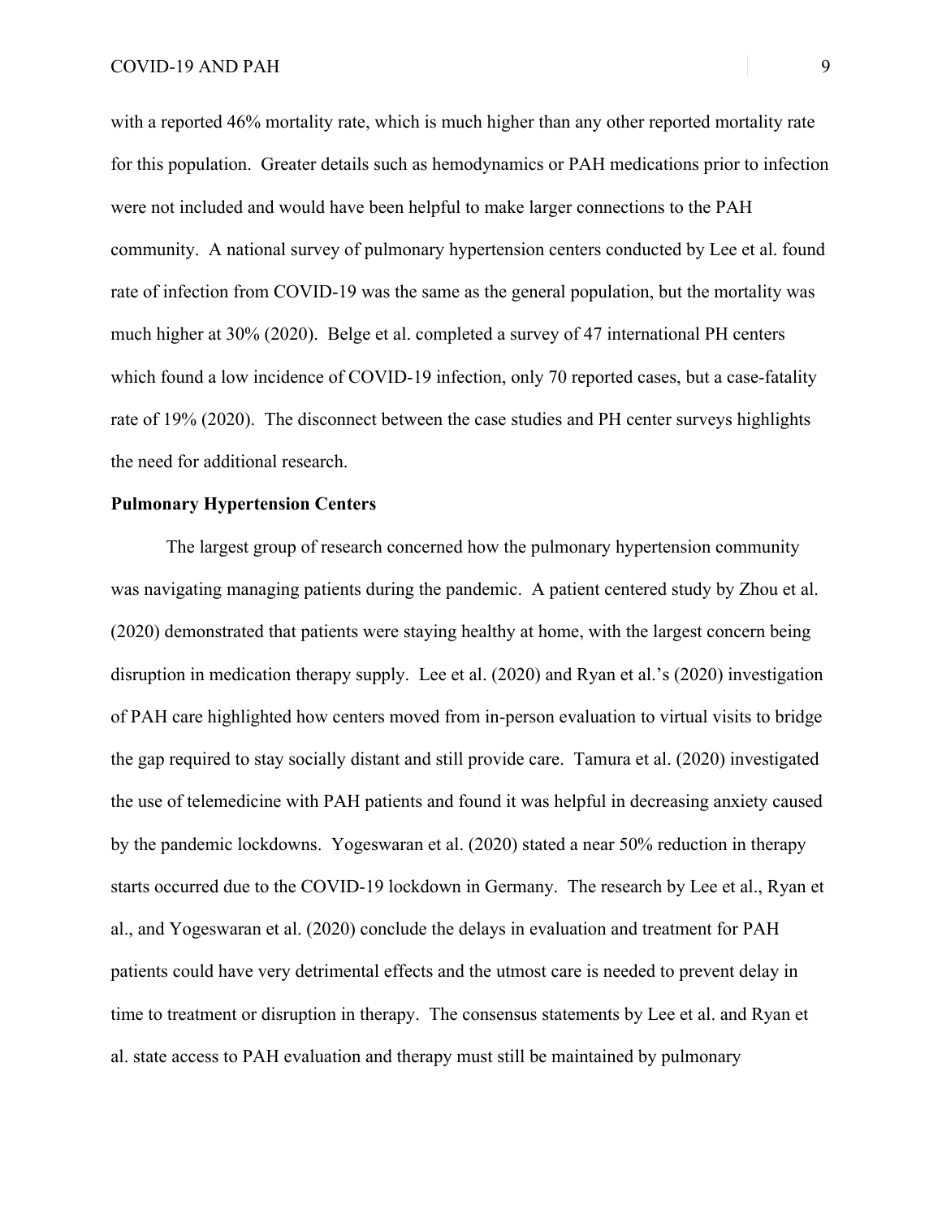with a reported 46% mortality rate, which is much higher than any other reported mortality rate for this population. Greater details such as hemodynamics or PAH medications prior to infection were not included and would have been helpful to make larger connections to the PAH community. A national survey of pulmonary hypertension centers conducted by Lee et al. found rate of infection from COVID-19 was the same as the general population, but the mortality was much higher at 30% (2020). Belge et al. completed a survey of 47 international PH centers which found a low incidence of COVID-19 infection, only 70 reported cases, but a case-fatality rate of 19% (2020). The disconnect between the case studies and PH center surveys highlights the need for additional research.

**Pulmonary Hypertension Centers**

The largest group of research concerned how the pulmonary hypertension community was navigating managing patients during the pandemic. A patient centered study by Zhou et al. (2020) demonstrated that patients were staying healthy at home, with the largest concern being disruption in medication therapy supply. Lee et al. (2020) and Ryan et al.'s (2020) investigation of PAH care highlighted how centers moved from in-person evaluation to virtual visits to bridge the gap required to stay socially distant and still provide care. Tamura et al. (2020) investigated the use of telemedicine with PAH patients and found it was helpful in decreasing anxiety caused by the pandemic lockdowns. Yogeswaran et al. (2020) stated a near 50% reduction in therapy starts occurred due to the COVID-19 lockdown in Germany. The research by Lee et al., Ryan et al., and Yogeswaran et al. (2020) conclude the delays in evaluation and treatment for PAH patients could have very detrimental effects and the utmost care is needed to prevent delay in time to treatment or disruption in therapy. The consensus statements by Lee et al. and Ryan et al. state access to PAH evaluation and therapy must still be maintained by pulmonary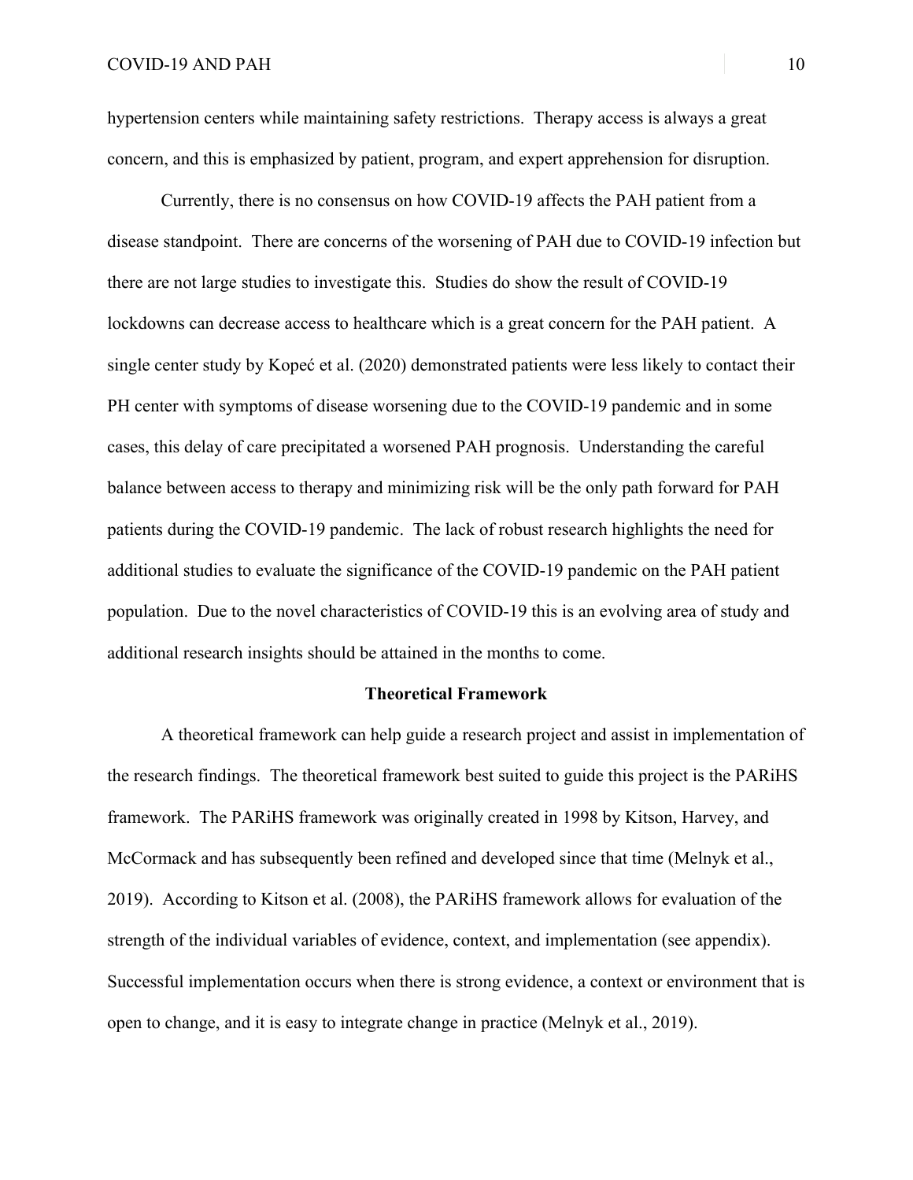hypertension centers while maintaining safety restrictions. Therapy access is always a great concern, and this is emphasized by patient, program, and expert apprehension for disruption.

Currently, there is no consensus on how COVID-19 affects the PAH patient from a disease standpoint. There are concerns of the worsening of PAH due to COVID-19 infection but there are not large studies to investigate this. Studies do show the result of COVID-19 lockdowns can decrease access to healthcare which is a great concern for the PAH patient. A single center study by Kopeć et al. (2020) demonstrated patients were less likely to contact their PH center with symptoms of disease worsening due to the COVID-19 pandemic and in some cases, this delay of care precipitated a worsened PAH prognosis. Understanding the careful balance between access to therapy and minimizing risk will be the only path forward for PAH patients during the COVID-19 pandemic. The lack of robust research highlights the need for additional studies to evaluate the significance of the COVID-19 pandemic on the PAH patient population. Due to the novel characteristics of COVID-19 this is an evolving area of study and additional research insights should be attained in the months to come.

## Theoretical Framework

A theoretical framework can help guide a research project and assist in implementation of the research findings. The theoretical framework best suited to guide this project is the PARiHS framework. The PARiHS framework was originally created in 1998 by Kitson, Harvey, and McCormack and has subsequently been refined and developed since that time (Melnyk et al., 2019). According to Kitson et al. (2008), the PARiHS framework allows for evaluation of the strength of the individual variables of evidence, context, and implementation (see appendix). Successful implementation occurs when there is strong evidence, a context or environment that is open to change, and it is easy to integrate change in practice (Melnyk et al., 2019).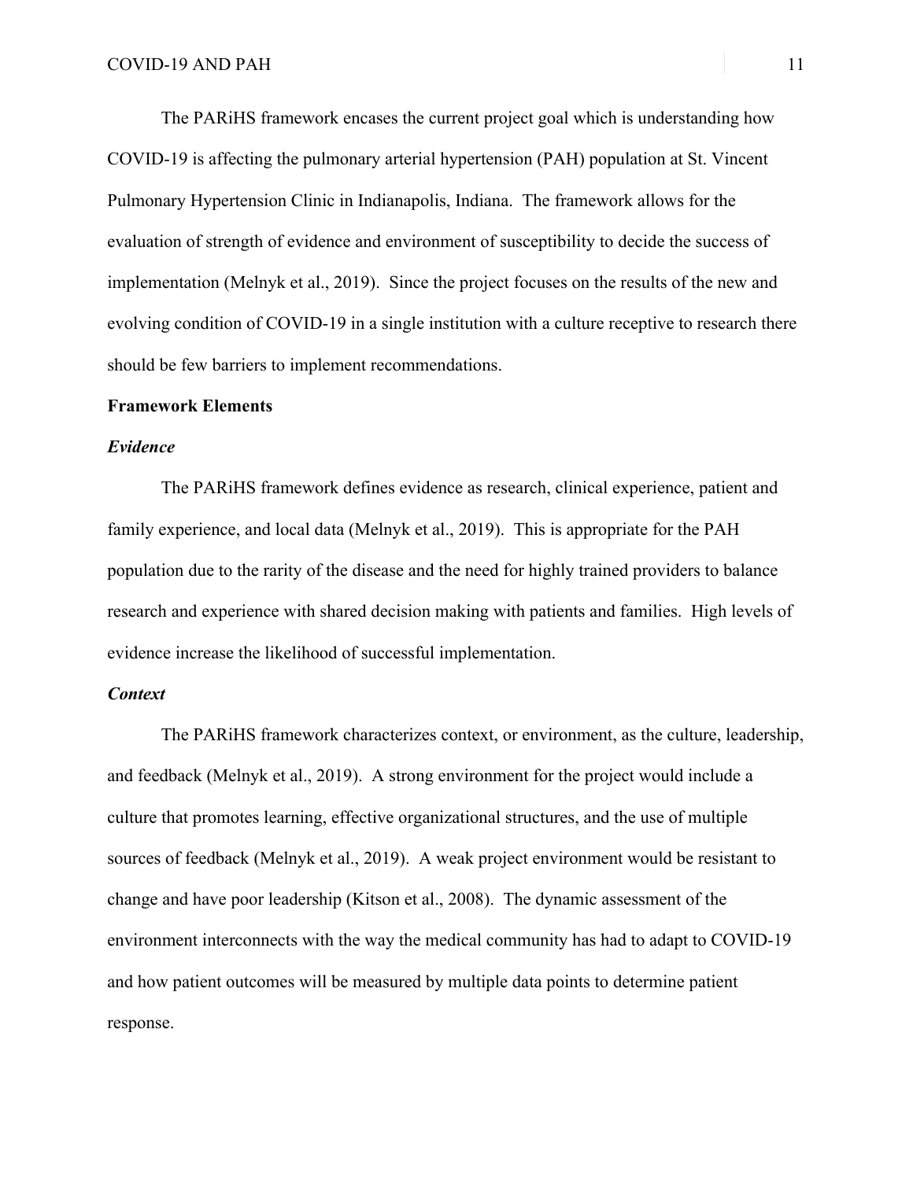The PARiHS framework encases the current project goal which is understanding how COVID-19 is affecting the pulmonary arterial hypertension (PAH) population at St. Vincent Pulmonary Hypertension Clinic in Indianapolis, Indiana. The framework allows for the evaluation of strength of evidence and environment of susceptibility to decide the success of implementation (Melnyk et al., 2019). Since the project focuses on the results of the new and evolving condition of COVID-19 in a single institution with a culture receptive to research there should be few barriers to implement recommendations.

## Framework Elements

### *Evidence*

The PARiHS framework defines evidence as research, clinical experience, patient and family experience, and local data (Melnyk et al., 2019). This is appropriate for the PAH population due to the rarity of the disease and the need for highly trained providers to balance research and experience with shared decision making with patients and families. High levels of evidence increase the likelihood of successful implementation.

### *Context*

The PARiHS framework characterizes context, or environment, as the culture, leadership, and feedback (Melnyk et al., 2019). A strong environment for the project would include a culture that promotes learning, effective organizational structures, and the use of multiple sources of feedback (Melnyk et al., 2019). A weak project environment would be resistant to change and have poor leadership (Kitson et al., 2008). The dynamic assessment of the environment interconnects with the way the medical community has had to adapt to COVID-19 and how patient outcomes will be measured by multiple data points to determine patient response.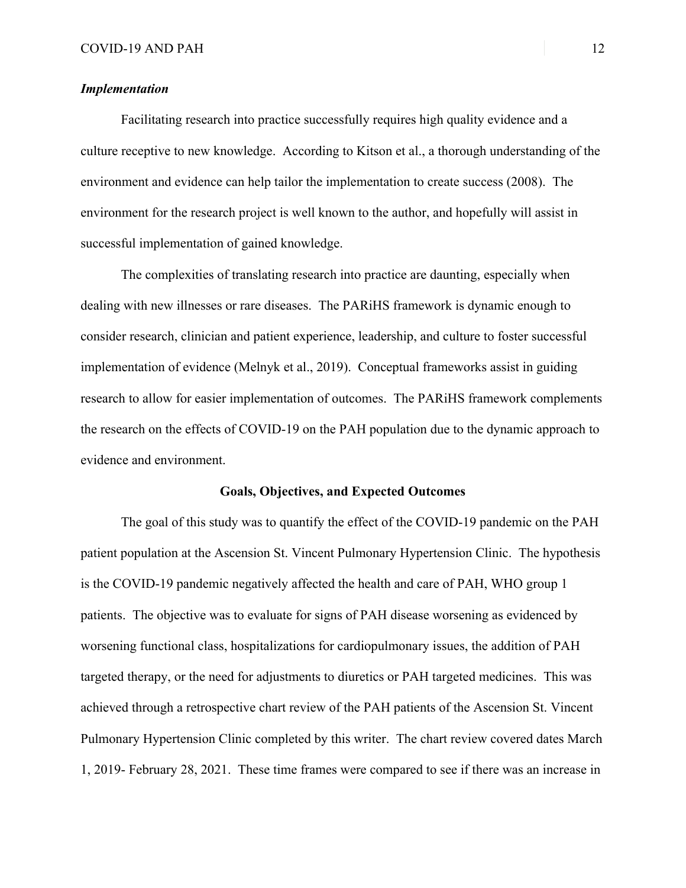### *Implementation*

Facilitating research into practice successfully requires high quality evidence and a culture receptive to new knowledge. According to Kitson et al., a thorough understanding of the environment and evidence can help tailor the implementation to create success (2008). The environment for the research project is well known to the author, and hopefully will assist in successful implementation of gained knowledge.

The complexities of translating research into practice are daunting, especially when dealing with new illnesses or rare diseases. The PARiHS framework is dynamic enough to consider research, clinician and patient experience, leadership, and culture to foster successful implementation of evidence (Melnyk et al., 2019). Conceptual frameworks assist in guiding research to allow for easier implementation of outcomes. The PARiHS framework complements the research on the effects of COVID-19 on the PAH population due to the dynamic approach to evidence and environment.

## Goals, Objectives, and Expected Outcomes

The goal of this study was to quantify the effect of the COVID-19 pandemic on the PAH patient population at the Ascension St. Vincent Pulmonary Hypertension Clinic. The hypothesis is the COVID-19 pandemic negatively affected the health and care of PAH, WHO group 1 patients. The objective was to evaluate for signs of PAH disease worsening as evidenced by worsening functional class, hospitalizations for cardiopulmonary issues, the addition of PAH targeted therapy, or the need for adjustments to diuretics or PAH targeted medicines. This was achieved through a retrospective chart review of the PAH patients of the Ascension St. Vincent Pulmonary Hypertension Clinic completed by this writer. The chart review covered dates March 1, 2019- February 28, 2021. These time frames were compared to see if there was an increase in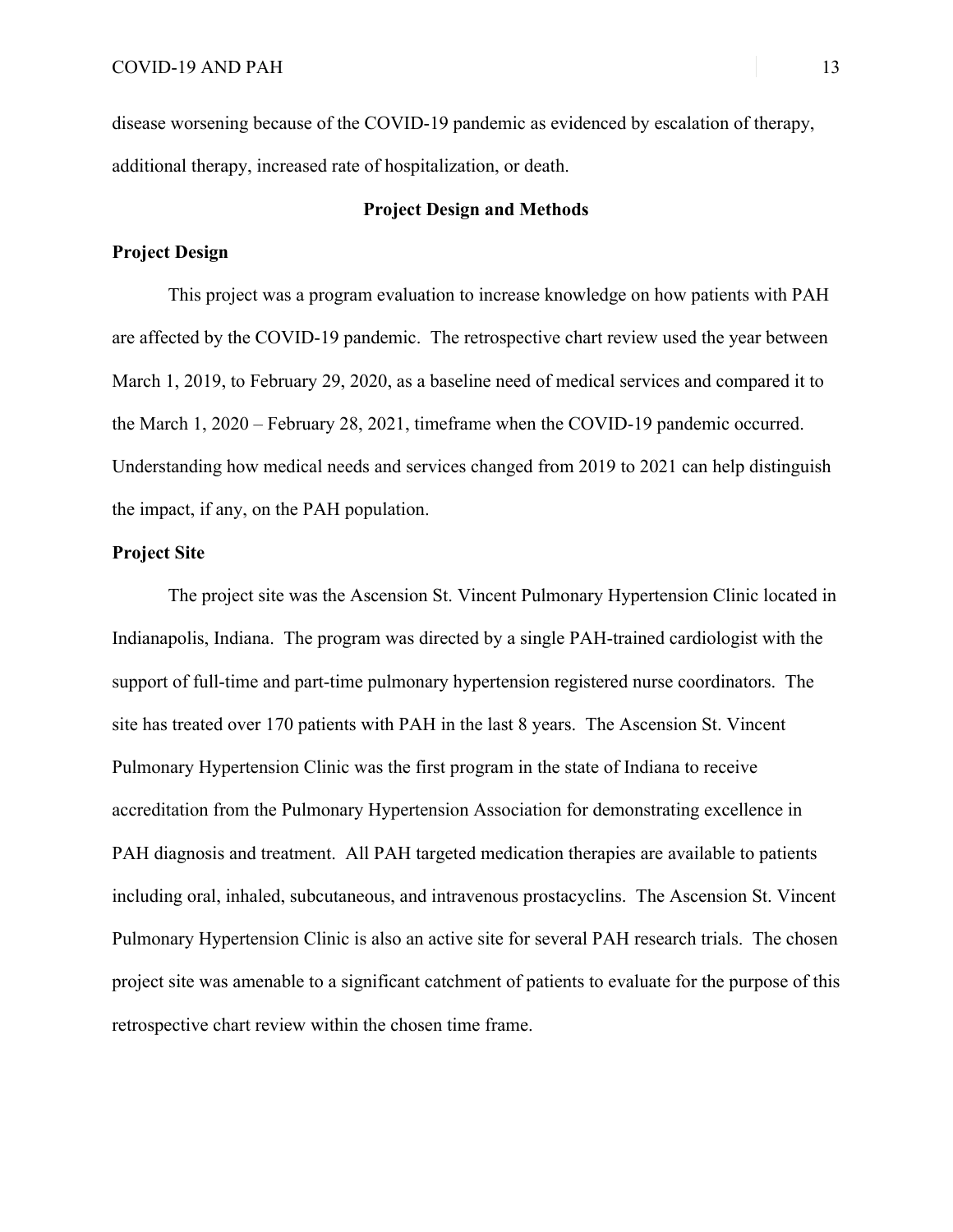disease worsening because of the COVID-19 pandemic as evidenced by escalation of therapy, additional therapy, increased rate of hospitalization, or death.

## Project Design and Methods

### Project Design

This project was a program evaluation to increase knowledge on how patients with PAH are affected by the COVID-19 pandemic. The retrospective chart review used the year between March 1, 2019, to February 29, 2020, as a baseline need of medical services and compared it to the March 1, 2020 – February 28, 2021, timeframe when the COVID-19 pandemic occurred. Understanding how medical needs and services changed from 2019 to 2021 can help distinguish the impact, if any, on the PAH population.

### Project Site

The project site was the Ascension St. Vincent Pulmonary Hypertension Clinic located in Indianapolis, Indiana. The program was directed by a single PAH-trained cardiologist with the support of full-time and part-time pulmonary hypertension registered nurse coordinators. The site has treated over 170 patients with PAH in the last 8 years. The Ascension St. Vincent Pulmonary Hypertension Clinic was the first program in the state of Indiana to receive accreditation from the Pulmonary Hypertension Association for demonstrating excellence in PAH diagnosis and treatment. All PAH targeted medication therapies are available to patients including oral, inhaled, subcutaneous, and intravenous prostacyclins. The Ascension St. Vincent Pulmonary Hypertension Clinic is also an active site for several PAH research trials. The chosen project site was amenable to a significant catchment of patients to evaluate for the purpose of this retrospective chart review within the chosen time frame.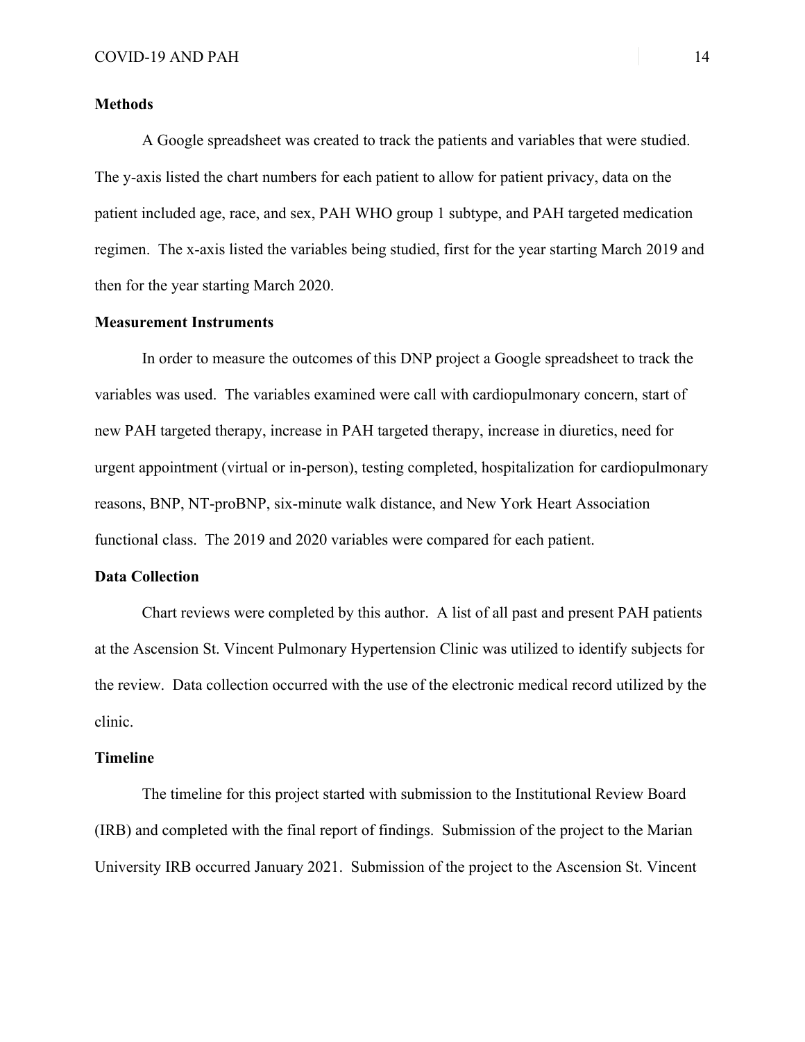## Methods

A Google spreadsheet was created to track the patients and variables that were studied. The y-axis listed the chart numbers for each patient to allow for patient privacy, data on the patient included age, race, and sex, PAH WHO group 1 subtype, and PAH targeted medication regimen. The x-axis listed the variables being studied, first for the year starting March 2019 and then for the year starting March 2020.

## Measurement Instruments

In order to measure the outcomes of this DNP project a Google spreadsheet to track the variables was used. The variables examined were call with cardiopulmonary concern, start of new PAH targeted therapy, increase in PAH targeted therapy, increase in diuretics, need for urgent appointment (virtual or in-person), testing completed, hospitalization for cardiopulmonary reasons, BNP, NT-proBNP, six-minute walk distance, and New York Heart Association functional class. The 2019 and 2020 variables were compared for each patient.

## Data Collection

Chart reviews were completed by this author. A list of all past and present PAH patients at the Ascension St. Vincent Pulmonary Hypertension Clinic was utilized to identify subjects for the review. Data collection occurred with the use of the electronic medical record utilized by the clinic.

## Timeline

The timeline for this project started with submission to the Institutional Review Board (IRB) and completed with the final report of findings. Submission of the project to the Marian University IRB occurred January 2021. Submission of the project to the Ascension St. Vincent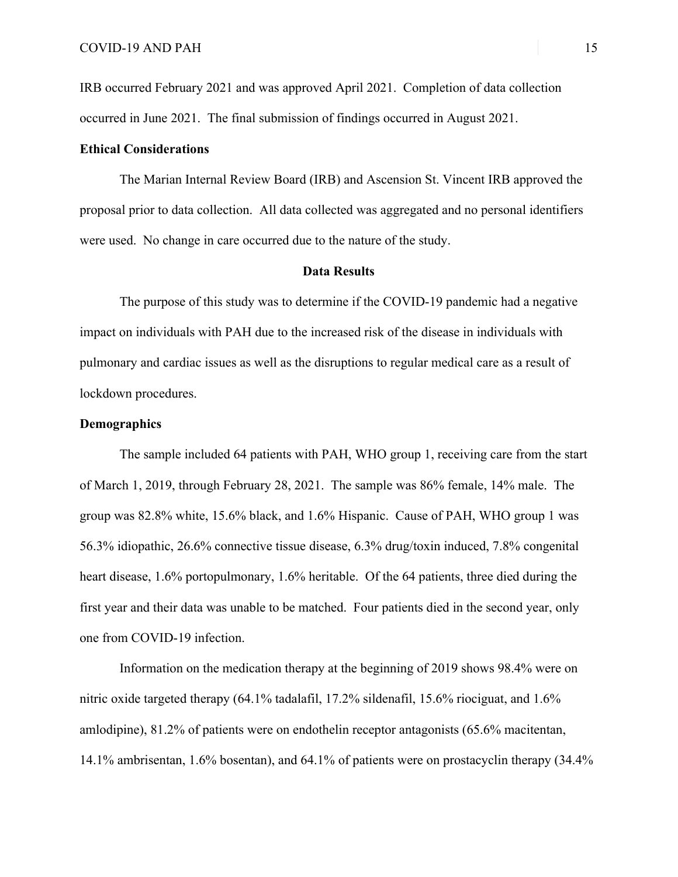IRB occurred February 2021 and was approved April 2021. Completion of data collection occurred in June 2021. The final submission of findings occurred in August 2021.

**Ethical Considerations**

The Marian Internal Review Board (IRB) and Ascension St. Vincent IRB approved the proposal prior to data collection. All data collected was aggregated and no personal identifiers were used. No change in care occurred due to the nature of the study.

## Data Results

The purpose of this study was to determine if the COVID-19 pandemic had a negative impact on individuals with PAH due to the increased risk of the disease in individuals with pulmonary and cardiac issues as well as the disruptions to regular medical care as a result of lockdown procedures.

**Demographics**

The sample included 64 patients with PAH, WHO group 1, receiving care from the start of March 1, 2019, through February 28, 2021. The sample was 86% female, 14% male. The group was 82.8% white, 15.6% black, and 1.6% Hispanic. Cause of PAH, WHO group 1 was 56.3% idiopathic, 26.6% connective tissue disease, 6.3% drug/toxin induced, 7.8% congenital heart disease, 1.6% portopulmonary, 1.6% heritable. Of the 64 patients, three died during the first year and their data was unable to be matched. Four patients died in the second year, only one from COVID-19 infection.

Information on the medication therapy at the beginning of 2019 shows 98.4% were on nitric oxide targeted therapy (64.1% tadalafil, 17.2% sildenafil, 15.6% riociguat, and 1.6% amlodipine), 81.2% of patients were on endothelin receptor antagonists (65.6% macitentan, 14.1% ambrisentan, 1.6% bosentan), and 64.1% of patients were on prostacyclin therapy (34.4%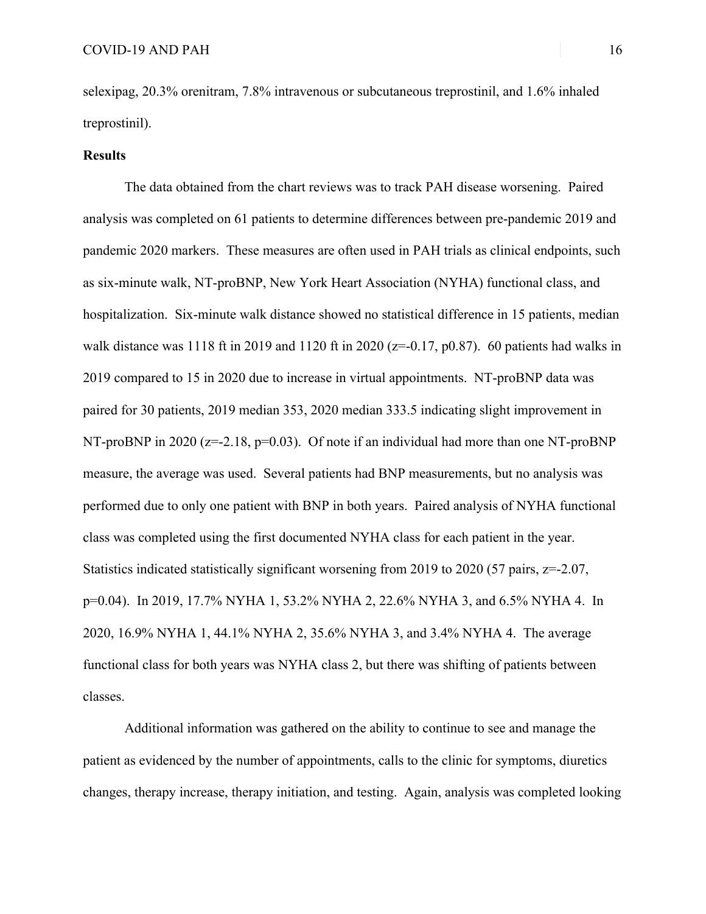selexipag, 20.3% orenitram, 7.8% intravenous or subcutaneous treprostinil, and 1.6% inhaled treprostinil).

**Results**

The data obtained from the chart reviews was to track PAH disease worsening. Paired analysis was completed on 61 patients to determine differences between pre-pandemic 2019 and pandemic 2020 markers. These measures are often used in PAH trials as clinical endpoints, such as six-minute walk, NT-proBNP, New York Heart Association (NYHA) functional class, and hospitalization. Six-minute walk distance showed no statistical difference in 15 patients, median walk distance was 1118 ft in 2019 and 1120 ft in 2020 ($z$=-0.17, p0.87). 60 patients had walks in 2019 compared to 15 in 2020 due to increase in virtual appointments. NT-proBNP data was paired for 30 patients, 2019 median 353, 2020 median 333.5 indicating slight improvement in NT-proBNP in 2020 ($z$=-2.18, $p$=0.03). Of note if an individual had more than one NT-proBNP measure, the average was used. Several patients had BNP measurements, but no analysis was performed due to only one patient with BNP in both years. Paired analysis of NYHA functional class was completed using the first documented NYHA class for each patient in the year. Statistics indicated statistically significant worsening from 2019 to 2020 (57 pairs, $z$=-2.07, $p$=0.04). In 2019, 17.7% NYHA 1, 53.2% NYHA 2, 22.6% NYHA 3, and 6.5% NYHA 4. In 2020, 16.9% NYHA 1, 44.1% NYHA 2, 35.6% NYHA 3, and 3.4% NYHA 4. The average functional class for both years was NYHA class 2, but there was shifting of patients between classes.

Additional information was gathered on the ability to continue to see and manage the patient as evidenced by the number of appointments, calls to the clinic for symptoms, diuretics changes, therapy increase, therapy initiation, and testing. Again, analysis was completed looking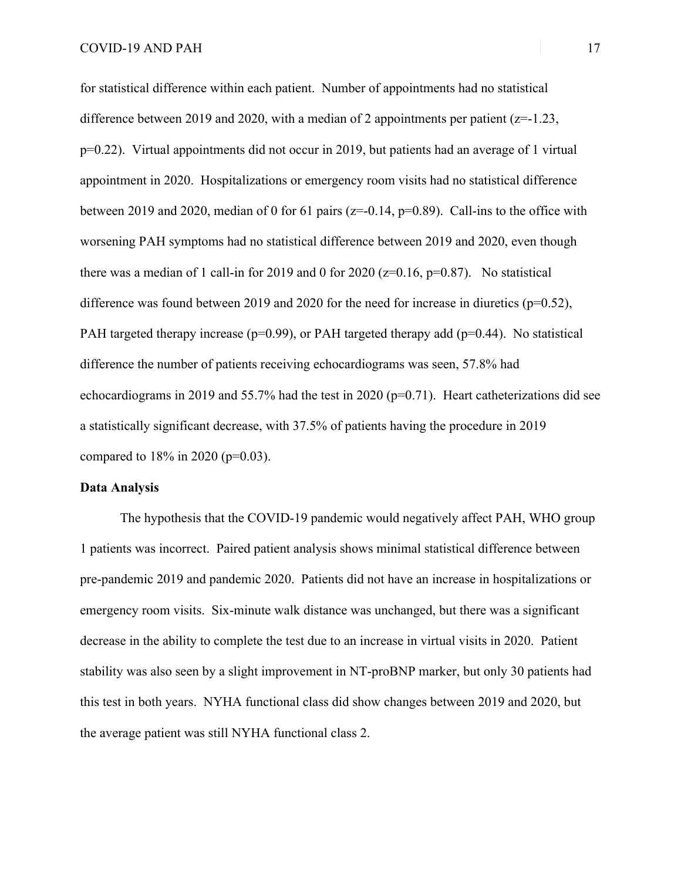for statistical difference within each patient. Number of appointments had no statistical difference between 2019 and 2020, with a median of 2 appointments per patient ($z=-1.23$, $p=0.22$). Virtual appointments did not occur in 2019, but patients had an average of 1 virtual appointment in 2020. Hospitalizations or emergency room visits had no statistical difference between 2019 and 2020, median of 0 for 61 pairs ($z=-0.14$, $p=0.89$). Call-ins to the office with worsening PAH symptoms had no statistical difference between 2019 and 2020, even though there was a median of 1 call-in for 2019 and 0 for 2020 ($z=0.16$, $p=0.87$). No statistical difference was found between 2019 and 2020 for the need for increase in diuretics ($p=0.52$), PAH targeted therapy increase ($p=0.99$), or PAH targeted therapy add ($p=0.44$). No statistical difference the number of patients receiving echocardiograms was seen, 57.8% had echocardiograms in 2019 and 55.7% had the test in 2020 ($p=0.71$). Heart catheterizations did see a statistically significant decrease, with 37.5% of patients having the procedure in 2019 compared to 18% in 2020 ($p=0.03$).

**Data Analysis**

The hypothesis that the COVID-19 pandemic would negatively affect PAH, WHO group 1 patients was incorrect. Paired patient analysis shows minimal statistical difference between pre-pandemic 2019 and pandemic 2020. Patients did not have an increase in hospitalizations or emergency room visits. Six-minute walk distance was unchanged, but there was a significant decrease in the ability to complete the test due to an increase in virtual visits in 2020. Patient stability was also seen by a slight improvement in NT-proBNP marker, but only 30 patients had this test in both years. NYHA functional class did show changes between 2019 and 2020, but the average patient was still NYHA functional class 2.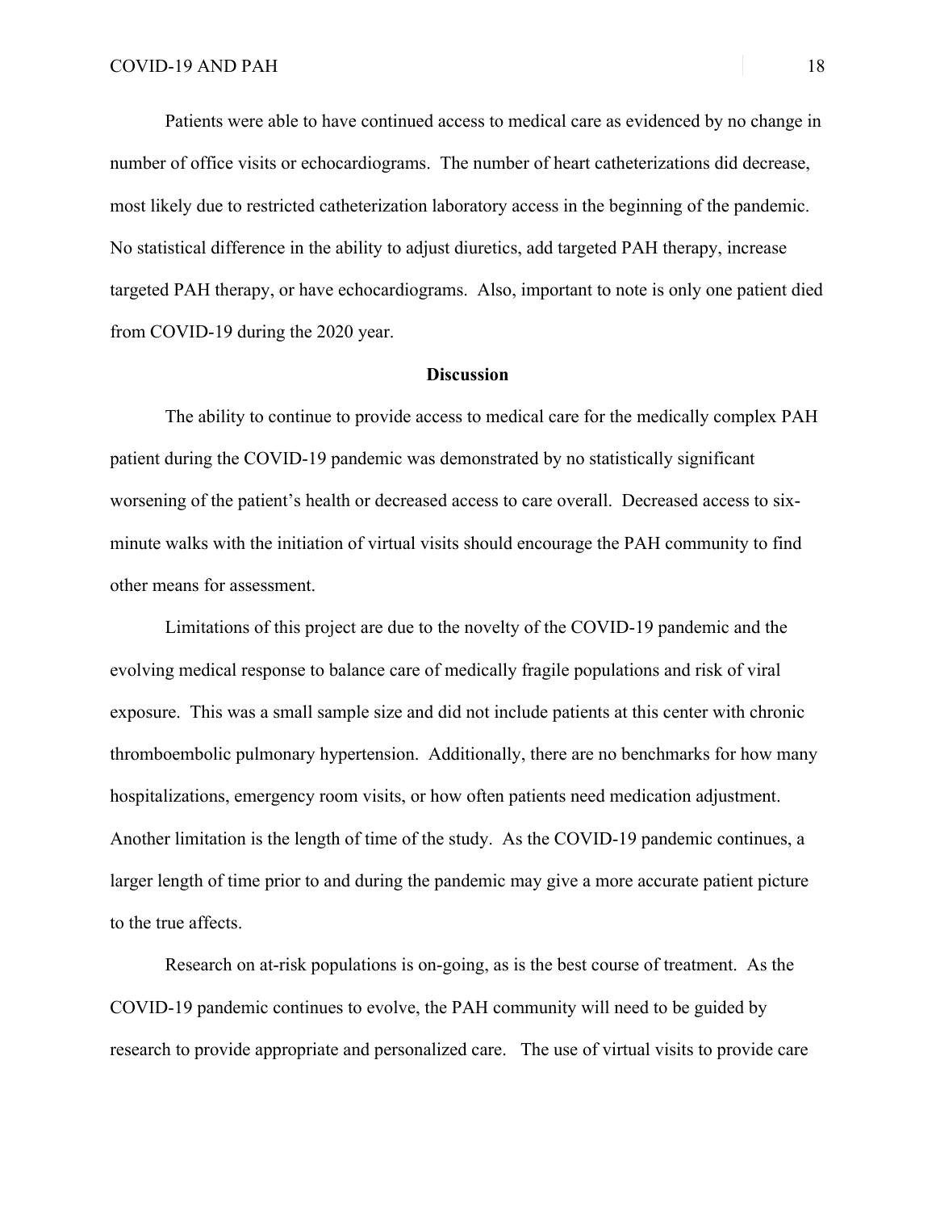Patients were able to have continued access to medical care as evidenced by no change in number of office visits or echocardiograms. The number of heart catheterizations did decrease, most likely due to restricted catheterization laboratory access in the beginning of the pandemic. No statistical difference in the ability to adjust diuretics, add targeted PAH therapy, increase targeted PAH therapy, or have echocardiograms. Also, important to note is only one patient died from COVID-19 during the 2020 year.

## Discussion

The ability to continue to provide access to medical care for the medically complex PAH patient during the COVID-19 pandemic was demonstrated by no statistically significant worsening of the patient's health or decreased access to care overall. Decreased access to six-minute walks with the initiation of virtual visits should encourage the PAH community to find other means for assessment.

Limitations of this project are due to the novelty of the COVID-19 pandemic and the evolving medical response to balance care of medically fragile populations and risk of viral exposure. This was a small sample size and did not include patients at this center with chronic thromboembolic pulmonary hypertension. Additionally, there are no benchmarks for how many hospitalizations, emergency room visits, or how often patients need medication adjustment. Another limitation is the length of time of the study. As the COVID-19 pandemic continues, a larger length of time prior to and during the pandemic may give a more accurate patient picture to the true affects.

Research on at-risk populations is on-going, as is the best course of treatment. As the COVID-19 pandemic continues to evolve, the PAH community will need to be guided by research to provide appropriate and personalized care. The use of virtual visits to provide care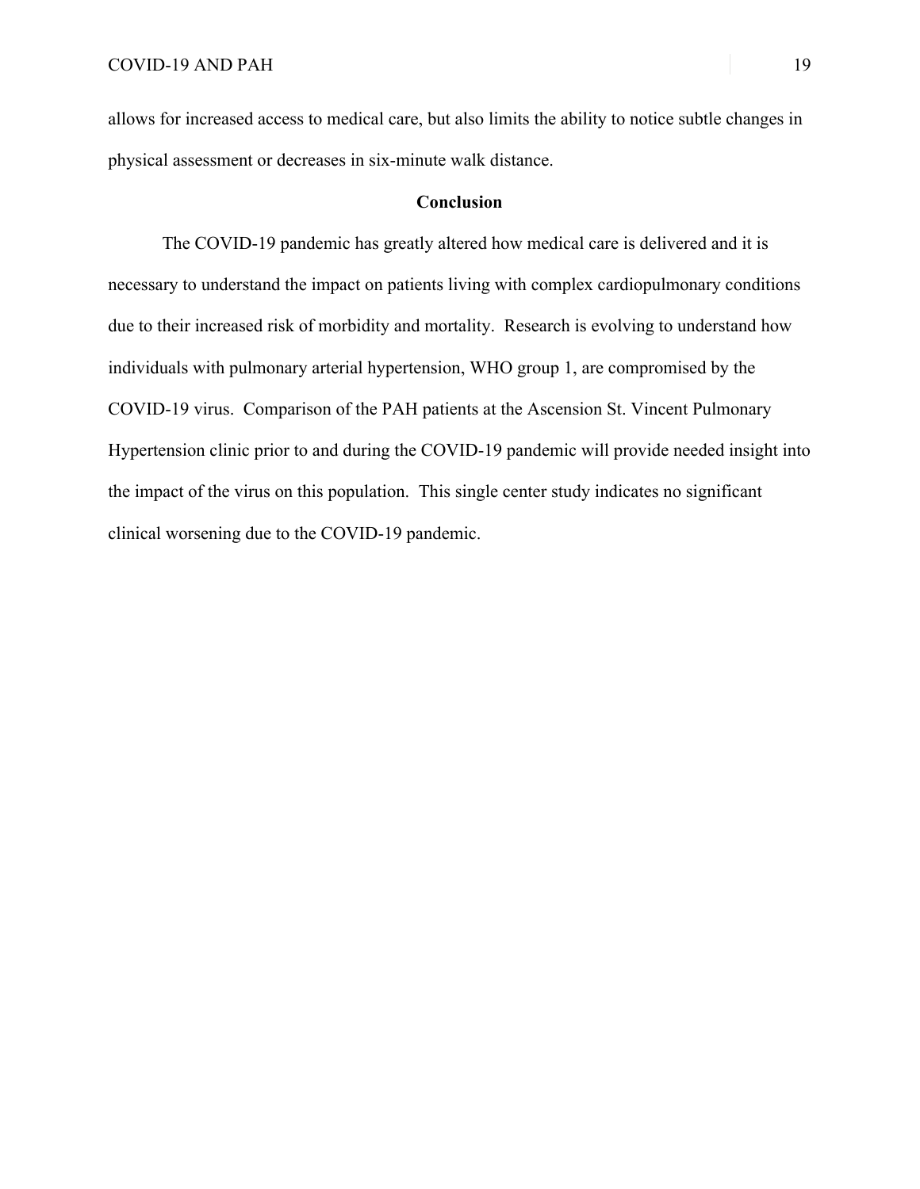allows for increased access to medical care, but also limits the ability to notice subtle changes in physical assessment or decreases in six-minute walk distance.

## Conclusion

The COVID-19 pandemic has greatly altered how medical care is delivered and it is necessary to understand the impact on patients living with complex cardiopulmonary conditions due to their increased risk of morbidity and mortality. Research is evolving to understand how individuals with pulmonary arterial hypertension, WHO group 1, are compromised by the COVID-19 virus. Comparison of the PAH patients at the Ascension St. Vincent Pulmonary Hypertension clinic prior to and during the COVID-19 pandemic will provide needed insight into the impact of the virus on this population. This single center study indicates no significant clinical worsening due to the COVID-19 pandemic.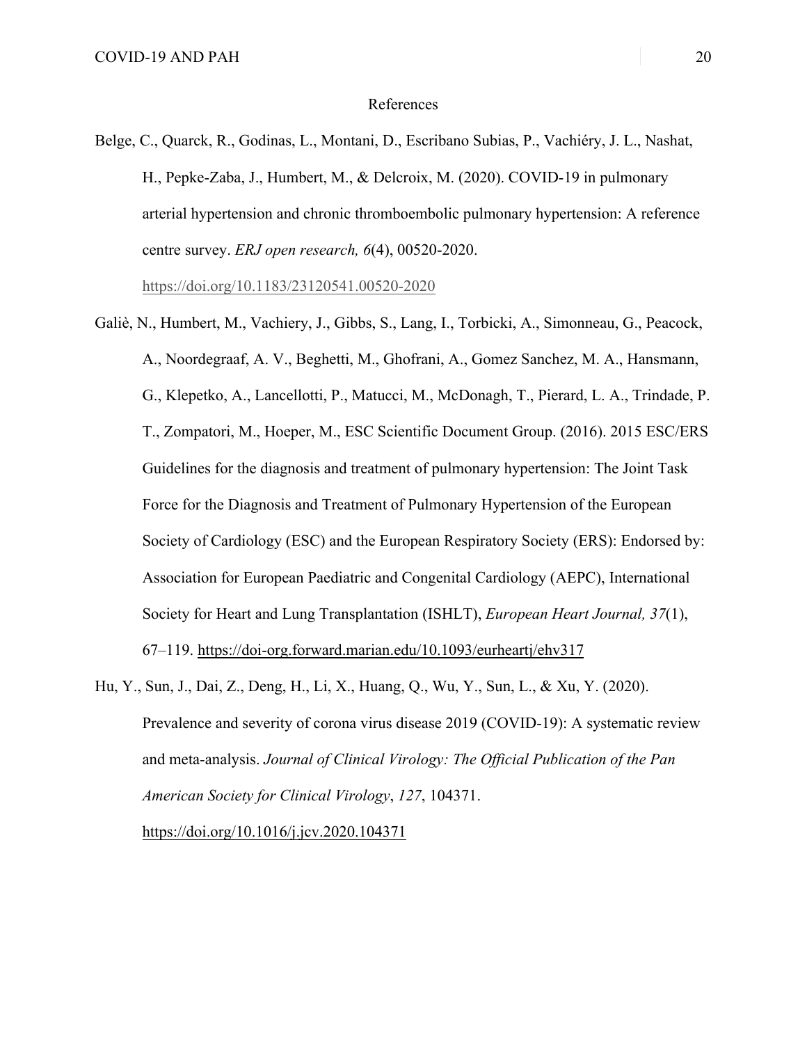# References

Belge, C., Quarck, R., Godinas, L., Montani, D., Escribano Subias, P., Vachiéry, J. L., Nashat, H., Pepke-Zaba, J., Humbert, M., & Delcroix, M. (2020). COVID-19 in pulmonary arterial hypertension and chronic thromboembolic pulmonary hypertension: A reference centre survey. *ERJ open research, 6*(4), 00520-2020. https://doi.org/10.1183/23120541.00520-2020

Galiè, N., Humbert, M., Vachiery, J., Gibbs, S., Lang, I., Torbicki, A., Simonneau, G., Peacock, A., Noordegraaf, A. V., Beghetti, M., Ghofrani, A., Gomez Sanchez, M. A., Hansmann, G., Klepetko, A., Lancellotti, P., Matucci, M., McDonagh, T., Pierard, L. A., Trindade, P. T., Zompatori, M., Hoeper, M., ESC Scientific Document Group. (2016). 2015 ESC/ERS Guidelines for the diagnosis and treatment of pulmonary hypertension: The Joint Task Force for the Diagnosis and Treatment of Pulmonary Hypertension of the European Society of Cardiology (ESC) and the European Respiratory Society (ERS): Endorsed by: Association for European Paediatric and Congenital Cardiology (AEPC), International Society for Heart and Lung Transplantation (ISHLT), *European Heart Journal, 37*(1), 67–119. https://doi-org.forward.marian.edu/10.1093/eurheartj/ehv317

Hu, Y., Sun, J., Dai, Z., Deng, H., Li, X., Huang, Q., Wu, Y., Sun, L., & Xu, Y. (2020). Prevalence and severity of corona virus disease 2019 (COVID-19): A systematic review and meta-analysis. *Journal of Clinical Virology: The Official Publication of the Pan American Society for Clinical Virology*, *127*, 104371. https://doi.org/10.1016/j.jcv.2020.104371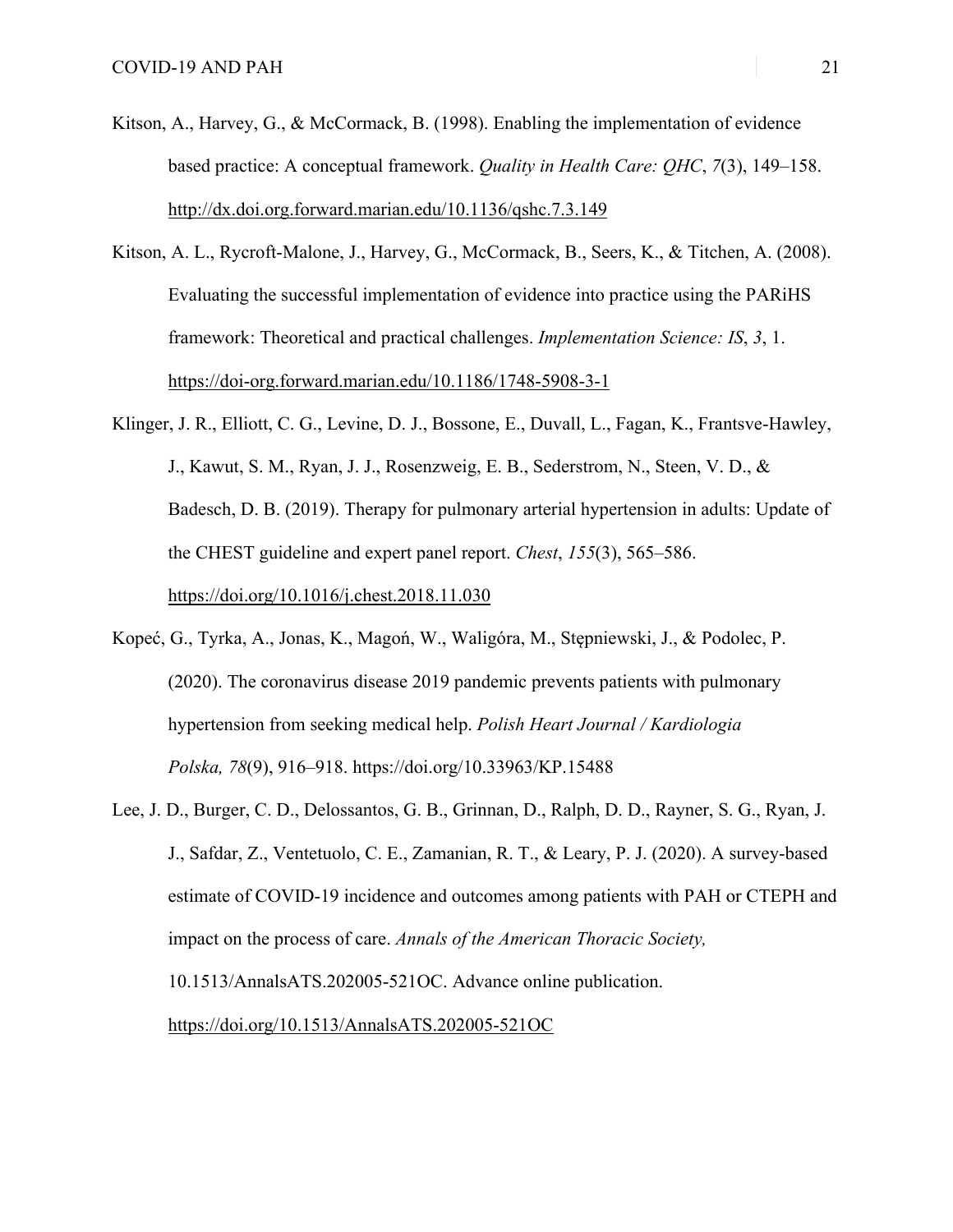Kitson, A., Harvey, G., & McCormack, B. (1998). Enabling the implementation of evidence based practice: A conceptual framework. *Quality in Health Care: QHC*, *7*(3), 149–158. http://dx.doi.org.forward.marian.edu/10.1136/qshc.7.3.149

Kitson, A. L., Rycroft-Malone, J., Harvey, G., McCormack, B., Seers, K., & Titchen, A. (2008). Evaluating the successful implementation of evidence into practice using the PARiHS framework: Theoretical and practical challenges. *Implementation Science: IS*, *3*, 1. https://doi-org.forward.marian.edu/10.1186/1748-5908-3-1

Klinger, J. R., Elliott, C. G., Levine, D. J., Bossone, E., Duvall, L., Fagan, K., Frantsve-Hawley, J., Kawut, S. M., Ryan, J. J., Rosenzweig, E. B., Sederstrom, N., Steen, V. D., & Badesch, D. B. (2019). Therapy for pulmonary arterial hypertension in adults: Update of the CHEST guideline and expert panel report. *Chest*, *155*(3), 565–586. https://doi.org/10.1016/j.chest.2018.11.030

Kopeć, G., Tyrka, A., Jonas, K., Magoń, W., Waligóra, M., Stępniewski, J., & Podolec, P. (2020). The coronavirus disease 2019 pandemic prevents patients with pulmonary hypertension from seeking medical help. *Polish Heart Journal / Kardiologia Polska, 78*(9), 916–918. https://doi.org/10.33963/KP.15488

Lee, J. D., Burger, C. D., Delossantos, G. B., Grinnan, D., Ralph, D. D., Rayner, S. G., Ryan, J. J., Safdar, Z., Ventetuolo, C. E., Zamanian, R. T., & Leary, P. J. (2020). A survey-based estimate of COVID-19 incidence and outcomes among patients with PAH or CTEPH and impact on the process of care. *Annals of the American Thoracic Society,* 10.1513/AnnalsATS.202005-521OC. Advance online publication. https://doi.org/10.1513/AnnalsATS.202005-521OC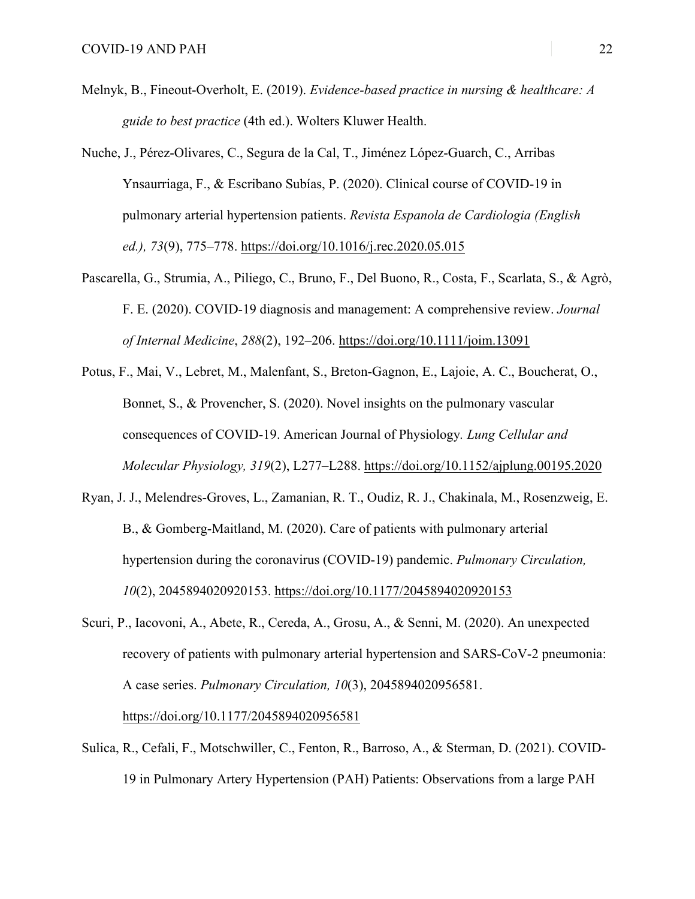Melnyk, B., Fineout-Overholt, E. (2019). *Evidence-based practice in nursing & healthcare: A guide to best practice* (4th ed.). Wolters Kluwer Health.

Nuche, J., Pérez-Olivares, C., Segura de la Cal, T., Jiménez López-Guarch, C., Arribas Ynsaurriaga, F., & Escribano Subías, P. (2020). Clinical course of COVID-19 in pulmonary arterial hypertension patients. *Revista Espanola de Cardiologia (English ed.), 73*(9), 775–778. https://doi.org/10.1016/j.rec.2020.05.015

Pascarella, G., Strumia, A., Piliego, C., Bruno, F., Del Buono, R., Costa, F., Scarlata, S., & Agrò, F. E. (2020). COVID-19 diagnosis and management: A comprehensive review. *Journal of Internal Medicine*, *288*(2), 192–206. https://doi.org/10.1111/joim.13091

Potus, F., Mai, V., Lebret, M., Malenfant, S., Breton-Gagnon, E., Lajoie, A. C., Boucherat, O., Bonnet, S., & Provencher, S. (2020). Novel insights on the pulmonary vascular consequences of COVID-19. American Journal of Physiology. *Lung Cellular and Molecular Physiology, 319*(2), L277–L288. https://doi.org/10.1152/ajplung.00195.2020

Ryan, J. J., Melendres-Groves, L., Zamanian, R. T., Oudiz, R. J., Chakinala, M., Rosenzweig, E. B., & Gomberg-Maitland, M. (2020). Care of patients with pulmonary arterial hypertension during the coronavirus (COVID-19) pandemic. *Pulmonary Circulation, 10*(2), 2045894020920153. https://doi.org/10.1177/2045894020920153

Scuri, P., Iacovoni, A., Abete, R., Cereda, A., Grosu, A., & Senni, M. (2020). An unexpected recovery of patients with pulmonary arterial hypertension and SARS-CoV-2 pneumonia: A case series. *Pulmonary Circulation, 10*(3), 2045894020956581. https://doi.org/10.1177/2045894020956581

Sulica, R., Cefali, F., Motschwiller, C., Fenton, R., Barroso, A., & Sterman, D. (2021). COVID-19 in Pulmonary Artery Hypertension (PAH) Patients: Observations from a large PAH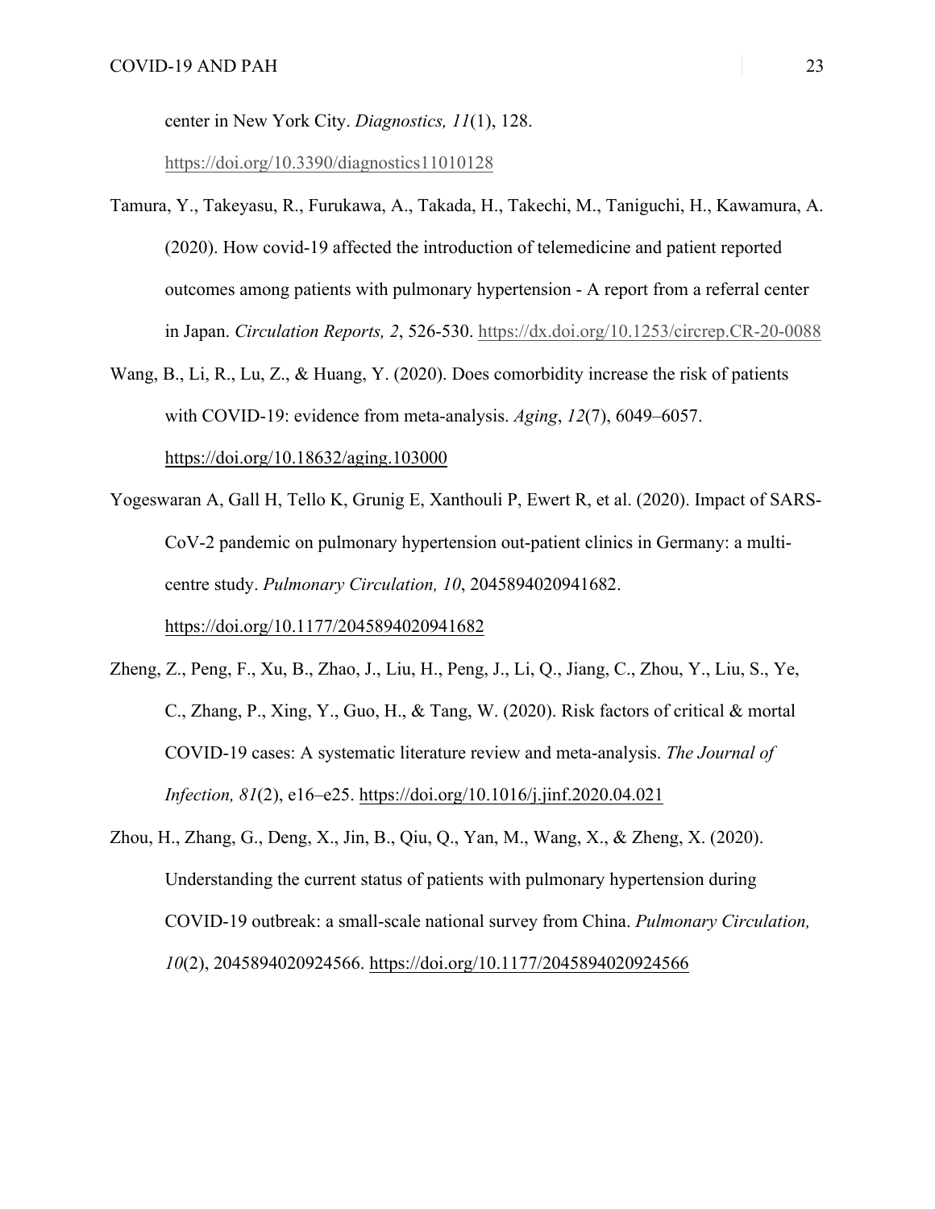center in New York City. *Diagnostics, 11*(1), 128. https://doi.org/10.3390/diagnostics11010128

Tamura, Y., Takeyasu, R., Furukawa, A., Takada, H., Takechi, M., Taniguchi, H., Kawamura, A. (2020). How covid-19 affected the introduction of telemedicine and patient reported outcomes among patients with pulmonary hypertension - A report from a referral center in Japan. *Circulation Reports, 2*, 526-530. https://dx.doi.org/10.1253/circrep.CR-20-0088

Wang, B., Li, R., Lu, Z., & Huang, Y. (2020). Does comorbidity increase the risk of patients with COVID-19: evidence from meta-analysis. *Aging*, *12*(7), 6049–6057. https://doi.org/10.18632/aging.103000

Yogeswaran A, Gall H, Tello K, Grunig E, Xanthouli P, Ewert R, et al. (2020). Impact of SARS-CoV-2 pandemic on pulmonary hypertension out-patient clinics in Germany: a multi-centre study. *Pulmonary Circulation, 10*, 2045894020941682. https://doi.org/10.1177/2045894020941682

Zheng, Z., Peng, F., Xu, B., Zhao, J., Liu, H., Peng, J., Li, Q., Jiang, C., Zhou, Y., Liu, S., Ye, C., Zhang, P., Xing, Y., Guo, H., & Tang, W. (2020). Risk factors of critical & mortal COVID-19 cases: A systematic literature review and meta-analysis. *The Journal of Infection, 81*(2), e16–e25. https://doi.org/10.1016/j.jinf.2020.04.021

Zhou, H., Zhang, G., Deng, X., Jin, B., Qiu, Q., Yan, M., Wang, X., & Zheng, X. (2020). Understanding the current status of patients with pulmonary hypertension during COVID-19 outbreak: a small-scale national survey from China. *Pulmonary Circulation, 10*(2), 2045894020924566. https://doi.org/10.1177/2045894020924566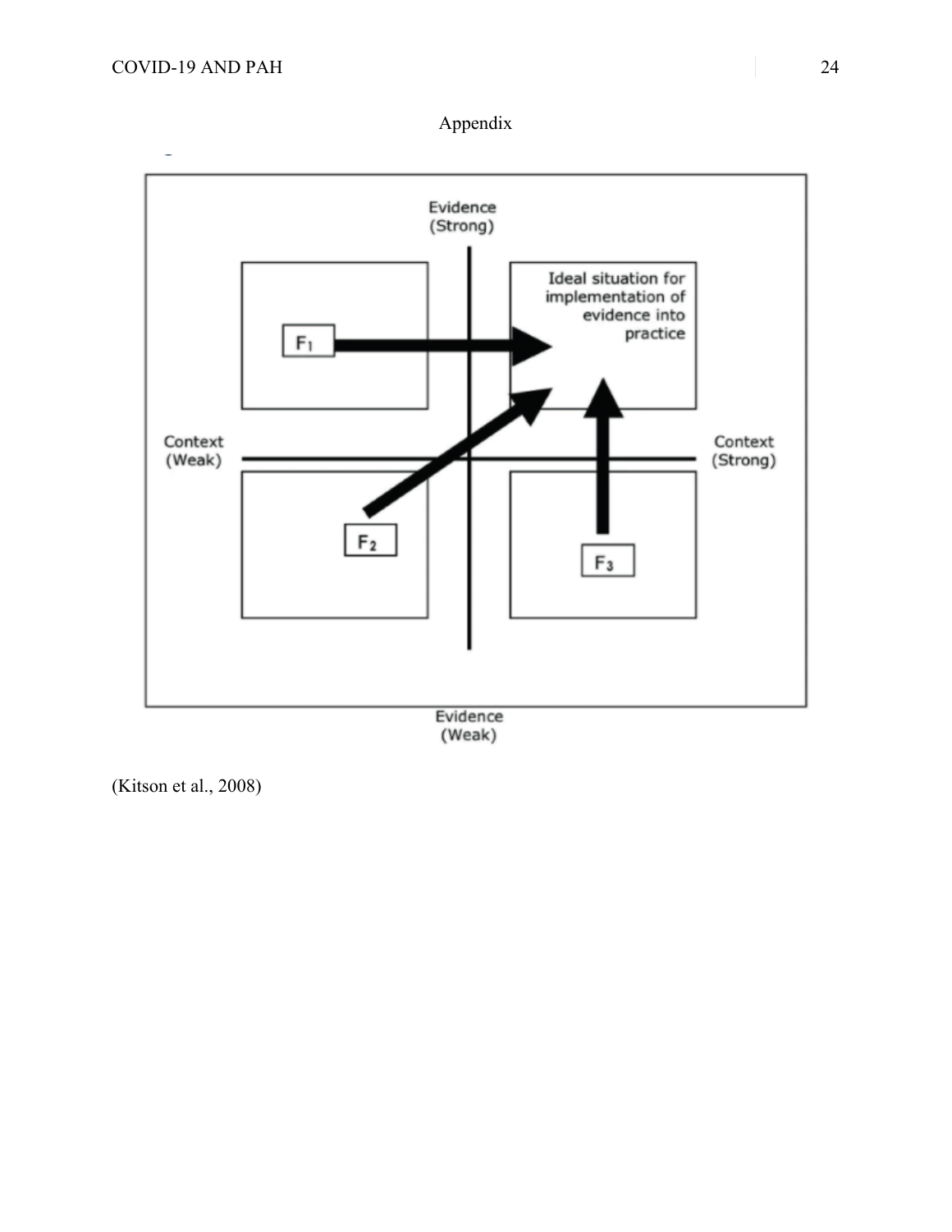# Appendix

Evidence (Strong)

Ideal situation for implementation of evidence into practice

$F_1$

Context (Weak)

Context (Strong)

$F_2$

$F_3$

Evidence (Weak)

(Kitson et al., 2008)